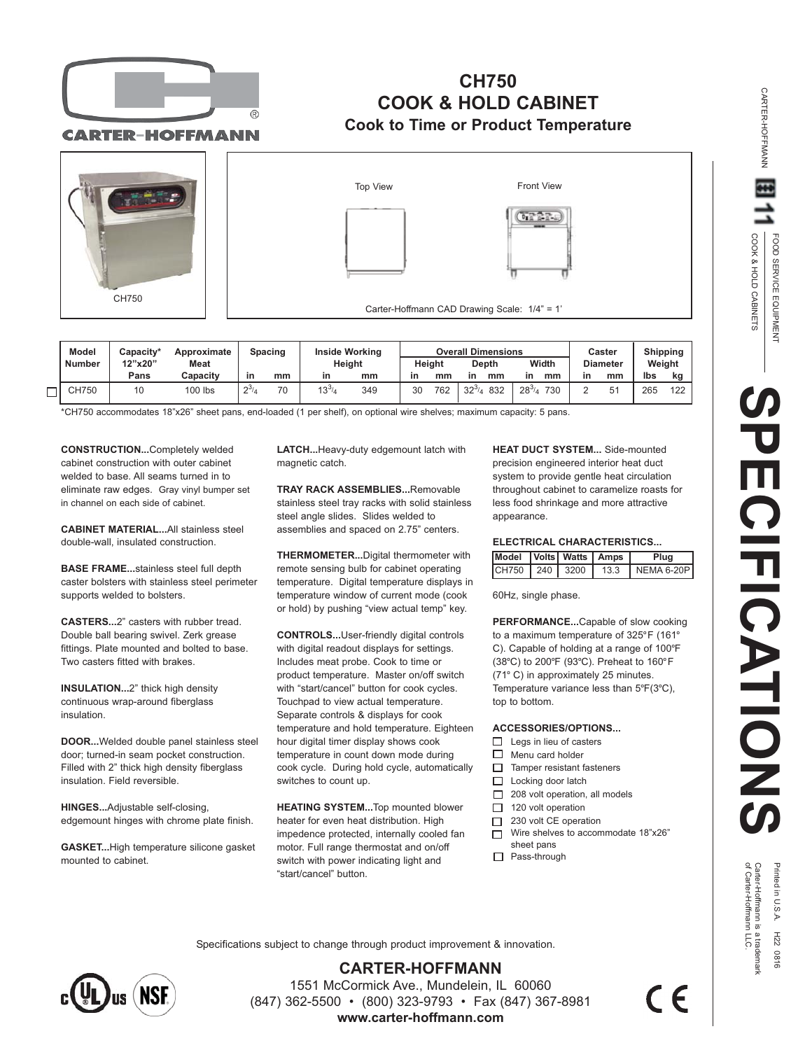# CH750 COOK & HOLD CABINET

## Cook to Time or Product Temperature

CH750

Top View

Front View

Carter-Hoffmann CAD Drawing Scale: 1/4" = 1'

| Model Number | Capacity* 12"x20" Pans | Approximate Meat Capacity | Spacing | | Inside Working Height | | Overall Dimensions | | | | | | Caster Diameter | | Shipping Weight | |
|---|---|---|---|---|---|---|---|---|---|---|---|---|---|---|---|---|
| | | | | | | | Height | | Depth | | Width | | | | | |
| | | | in | mm | in | mm | in | mm | in | mm | in | mm | in | mm | lbs | kg |
| CH750 | 10 | 100 lbs | 2 3/4 | 70 | 13 3/4 | 349 | 30 | 762 | 32 3/4 | 832 | 28 3/4 | 730 | 2 | 51 | 265 | 122 |

*CH750 accommodates 18"x26" sheet pans, end-loaded (1 per shelf), on optional wire shelves; maximum capacity: 5 pans.

**CONSTRUCTION...**Completely welded cabinet construction with outer cabinet welded to base. All seams turned in to eliminate raw edges. Gray vinyl bumper set in channel on each side of cabinet.

**CABINET MATERIAL...**All stainless steel double-wall, insulated construction.

**BASE FRAME...**stainless steel full depth caster bolsters with stainless steel perimeter supports welded to bolsters.

**CASTERS...**2" casters with rubber tread. Double ball bearing swivel. Zerk grease fittings. Plate mounted and bolted to base. Two casters fitted with brakes.

**INSULATION...**2" thick high density continuous wrap-around fiberglass insulation.

**DOOR...**Welded double panel stainless steel door; turned-in seam pocket construction. Filled with 2" thick high density fiberglass insulation. Field reversible.

**HINGES...**Adjustable self-closing, edgemount hinges with chrome plate finish.

**GASKET...**High temperature silicone gasket mounted to cabinet.

**LATCH...**Heavy-duty edgemount latch with magnetic catch.

**TRAY RACK ASSEMBLIES...**Removable stainless steel tray racks with solid stainless steel angle slides. Slides welded to assemblies and spaced on 2.75" centers.

**THERMOMETER...**Digital thermometer with remote sensing bulb for cabinet operating temperature. Digital temperature displays in temperature window of current mode (cook or hold) by pushing "view actual temp" key.

**CONTROLS...**User-friendly digital controls with digital readout displays for settings. Includes meat probe. Cook to time or product temperature. Master on/off switch with "start/cancel" button for cook cycles. Touchpad to view actual temperature. Separate controls & displays for cook temperature and hold temperature. Eighteen hour digital timer display shows cook temperature in count down mode during cook cycle. During hold cycle, automatically switches to count up.

**HEATING SYSTEM...**Top mounted blower heater for even heat distribution. High impedence protected, internally cooled fan motor. Full range thermostat and on/off switch with power indicating light and "start/cancel" button.

**HEAT DUCT SYSTEM...** Side-mounted precision engineered interior heat duct system to provide gentle heat circulation throughout cabinet to caramelize roasts for less food shrinkage and more attractive appearance.

**ELECTRICAL CHARACTERISTICS...**

| Model | Volts | Watts | Amps | Plug |
|---|---|---|---|---|
| CH750 | 240 | 3200 | 13.3 | NEMA 6-20P |

60Hz, single phase.

**PERFORMANCE...**Capable of slow cooking to a maximum temperature of 325°F (161° C). Capable of holding at a range of 100°F (38°C) to 200°F (93°C). Preheat to 160°F (71° C) in approximately 25 minutes. Temperature variance less than 5°F(3°C), top to bottom.

**ACCESSORIES/OPTIONS...**

- ☐ Legs in lieu of casters
- ☐ Menu card holder
- ☐ Tamper resistant fasteners
- ☐ Locking door latch
- ☐ 208 volt operation, all models
- ☐ 120 volt operation
- ☐ 230 volt CE operation
- ☐ Wire shelves to accommodate 18"x26" sheet pans
- ☐ Pass-through

Specifications subject to change through product improvement & innovation.

**CARTER-HOFFMANN**

1551 McCormick Ave., Mundelein, IL 60060

(847) 362-5500 • (800) 323-9793 • Fax (847) 367-8981

**www.carter-hoffmann.com**

CARTER-HOFFMANN 11 FOOD SERVICE EQUIPMENT COOK & HOLD CABINETS

SPECIFICATIONS

Printed in U.S.A. H22 0816

Carter-Hoffmann is a trademark of Carter-Hoffmann LLC.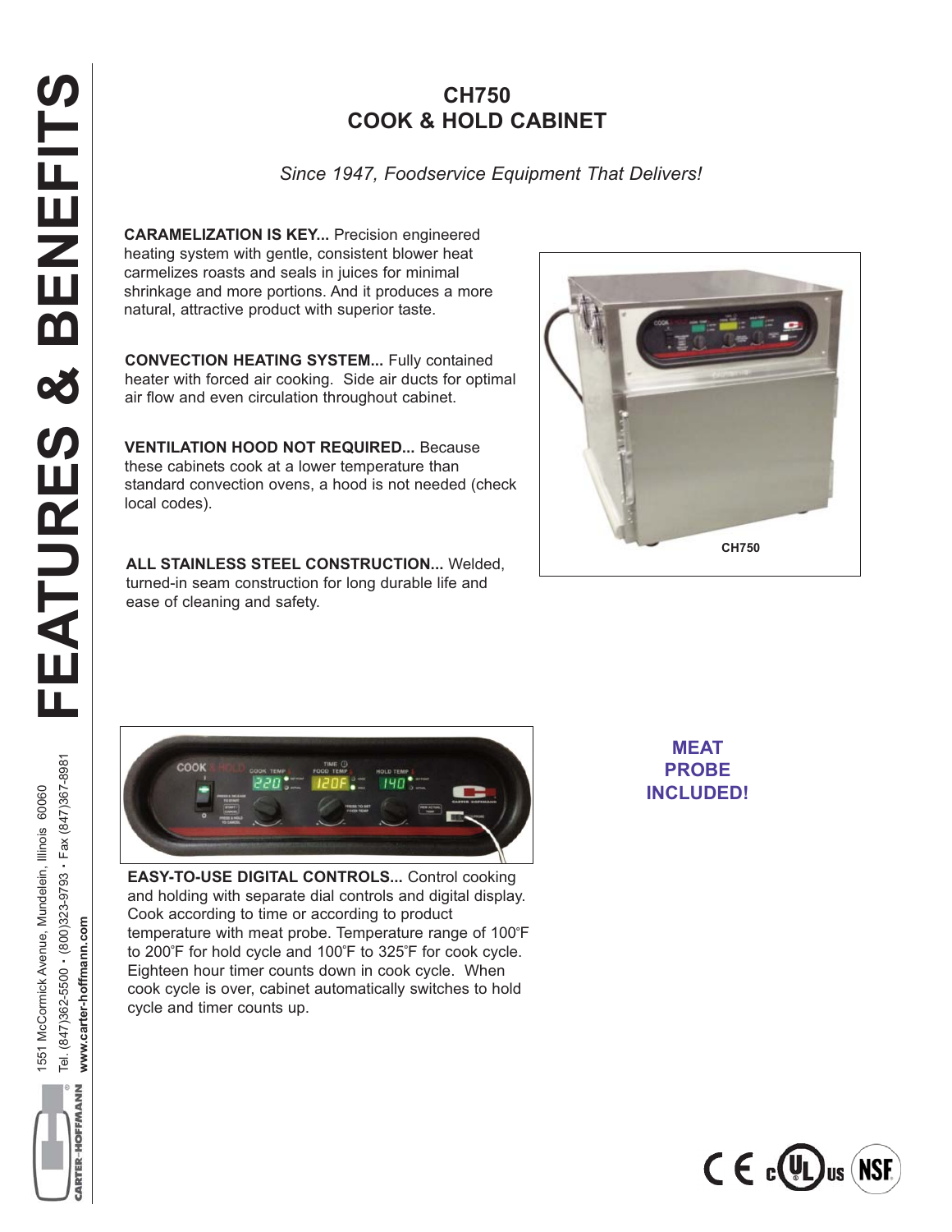# CH750
# COOK & HOLD CABINET

*Since 1947, Foodservice Equipment That Delivers!*

**CARAMELIZATION IS KEY...** Precision engineered heating system with gentle, consistent blower heat carmelizes roasts and seals in juices for minimal shrinkage and more portions. And it produces a more natural, attractive product with superior taste.

**CONVECTION HEATING SYSTEM...** Fully contained heater with forced air cooking. Side air ducts for optimal air flow and even circulation throughout cabinet.

**VENTILATION HOOD NOT REQUIRED...** Because these cabinets cook at a lower temperature than standard convection ovens, a hood is not needed (check local codes).

**ALL STAINLESS STEEL CONSTRUCTION...** Welded, turned-in seam construction for long durable life and ease of cleaning and safety.

CH750

**EASY-TO-USE DIGITAL CONTROLS...** Control cooking and holding with separate dial controls and digital display. Cook according to time or according to product temperature with meat probe. Temperature range of 100˚F to 200˚F for hold cycle and 100˚F to 325˚F for cook cycle. Eighteen hour timer counts down in cook cycle. When cook cycle is over, cabinet automatically switches to hold cycle and timer counts up.

**MEAT PROBE INCLUDED!**

FEATURES & BENEFITS

1551 McCormick Avenue, Mundelein, Illinois 60060
Tel. (847)362-5500 • (800)323-9793 • Fax (847)367-8981
**www.carter-hoffmann.com**

CARTER-HOFFMANN